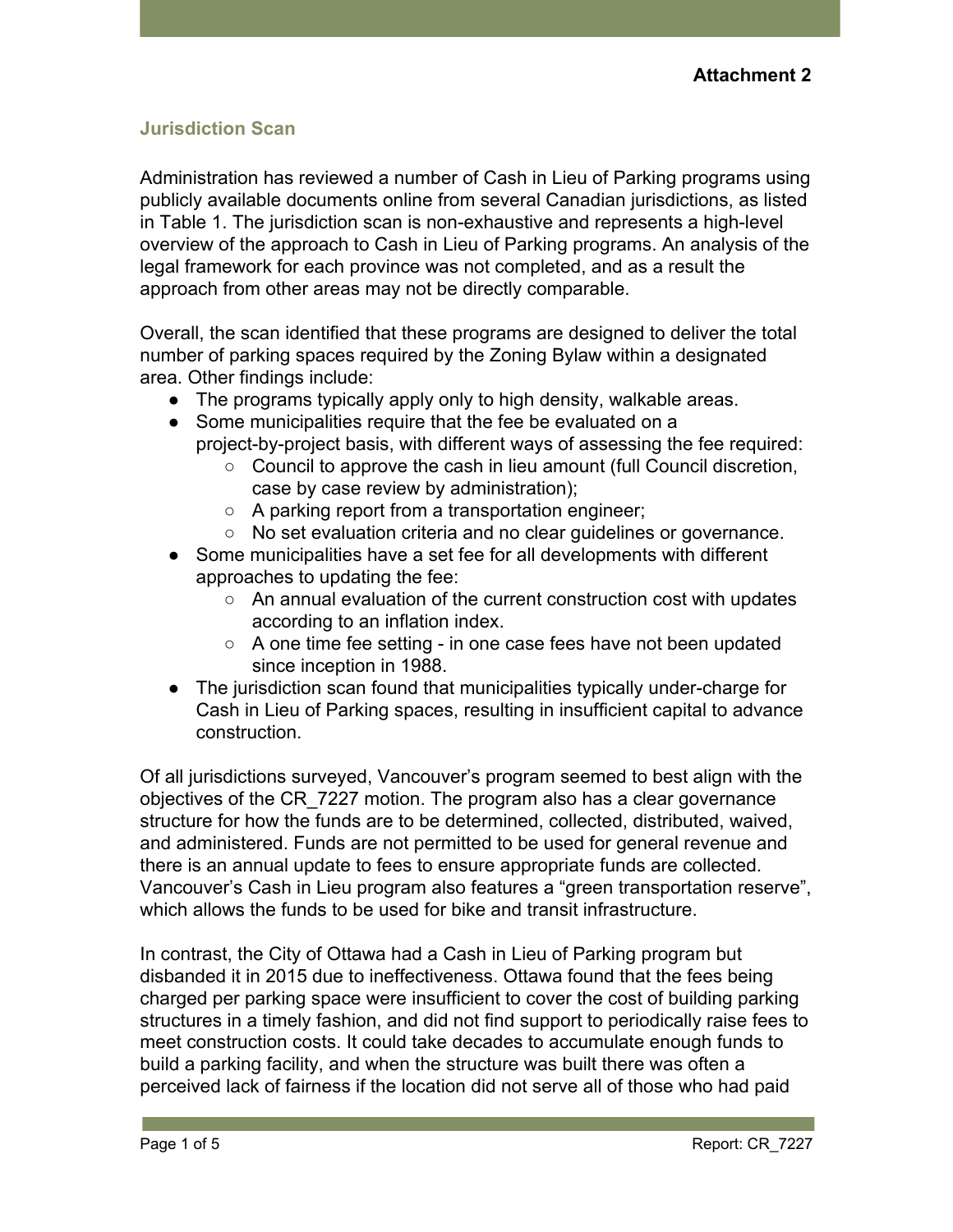**Attachment 2**

## Jurisdiction Scan

Administration has reviewed a number of Cash in Lieu of Parking programs using publicly available documents online from several Canadian jurisdictions, as listed in Table 1. The jurisdiction scan is non-exhaustive and represents a high-level overview of the approach to Cash in Lieu of Parking programs. An analysis of the legal framework for each province was not completed, and as a result the approach from other areas may not be directly comparable.

Overall, the scan identified that these programs are designed to deliver the total number of parking spaces required by the Zoning Bylaw within a designated area. Other findings include:

- The programs typically apply only to high density, walkable areas.
- Some municipalities require that the fee be evaluated on a project-by-project basis, with different ways of assessing the fee required:
  - Council to approve the cash in lieu amount (full Council discretion, case by case review by administration);
  - A parking report from a transportation engineer;
  - No set evaluation criteria and no clear guidelines or governance.
- Some municipalities have a set fee for all developments with different approaches to updating the fee:
  - An annual evaluation of the current construction cost with updates according to an inflation index.
  - A one time fee setting - in one case fees have not been updated since inception in 1988.
- The jurisdiction scan found that municipalities typically under-charge for Cash in Lieu of Parking spaces, resulting in insufficient capital to advance construction.

Of all jurisdictions surveyed, Vancouver's program seemed to best align with the objectives of the CR_7227 motion. The program also has a clear governance structure for how the funds are to be determined, collected, distributed, waived, and administered. Funds are not permitted to be used for general revenue and there is an annual update to fees to ensure appropriate funds are collected. Vancouver's Cash in Lieu program also features a "green transportation reserve", which allows the funds to be used for bike and transit infrastructure.

In contrast, the City of Ottawa had a Cash in Lieu of Parking program but disbanded it in 2015 due to ineffectiveness. Ottawa found that the fees being charged per parking space were insufficient to cover the cost of building parking structures in a timely fashion, and did not find support to periodically raise fees to meet construction costs. It could take decades to accumulate enough funds to build a parking facility, and when the structure was built there was often a perceived lack of fairness if the location did not serve all of those who had paid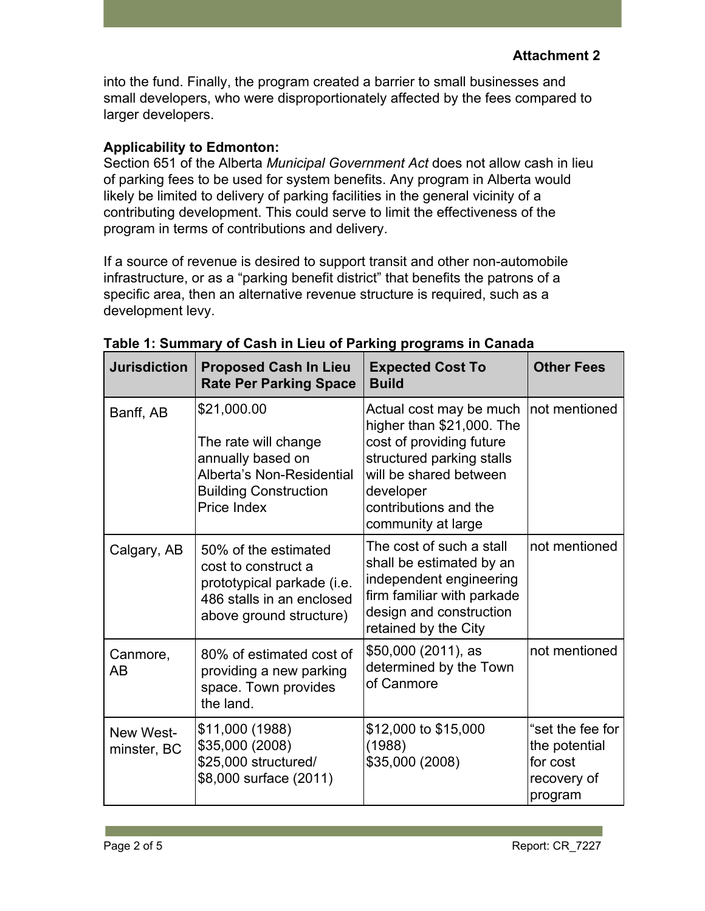into the fund. Finally, the program created a barrier to small businesses and small developers, who were disproportionately affected by the fees compared to larger developers.

**Applicability to Edmonton:**
Section 651 of the Alberta *Municipal Government Act* does not allow cash in lieu of parking fees to be used for system benefits. Any program in Alberta would likely be limited to delivery of parking facilities in the general vicinity of a contributing development. This could serve to limit the effectiveness of the program in terms of contributions and delivery.

If a source of revenue is desired to support transit and other non-automobile infrastructure, or as a "parking benefit district" that benefits the patrons of a specific area, then an alternative revenue structure is required, such as a development levy.

**Table 1: Summary of Cash in Lieu of Parking programs in Canada**

| Jurisdiction | Proposed Cash In Lieu Rate Per Parking Space | Expected Cost To Build | Other Fees |
|---|---|---|---|
| Banff, AB | $21,000.00<br><br>The rate will change annually based on Alberta's Non-Residential Building Construction Price Index | Actual cost may be much higher than $21,000. The cost of providing future structured parking stalls will be shared between developer contributions and the community at large | not mentioned |
| Calgary, AB | 50% of the estimated cost to construct a prototypical parkade (i.e. 486 stalls in an enclosed above ground structure) | The cost of such a stall shall be estimated by an independent engineering firm familiar with parkade design and construction retained by the City | not mentioned |
| Canmore, AB | 80% of estimated cost of providing a new parking space. Town provides the land. | $50,000 (2011), as determined by the Town of Canmore | not mentioned |
| New Westminster, BC | $11,000 (1988)<br>$35,000 (2008)<br>$25,000 structured/<br>$8,000 surface (2011) | $12,000 to $15,000 (1988)<br>$35,000 (2008) | "set the fee for the potential for cost recovery of program |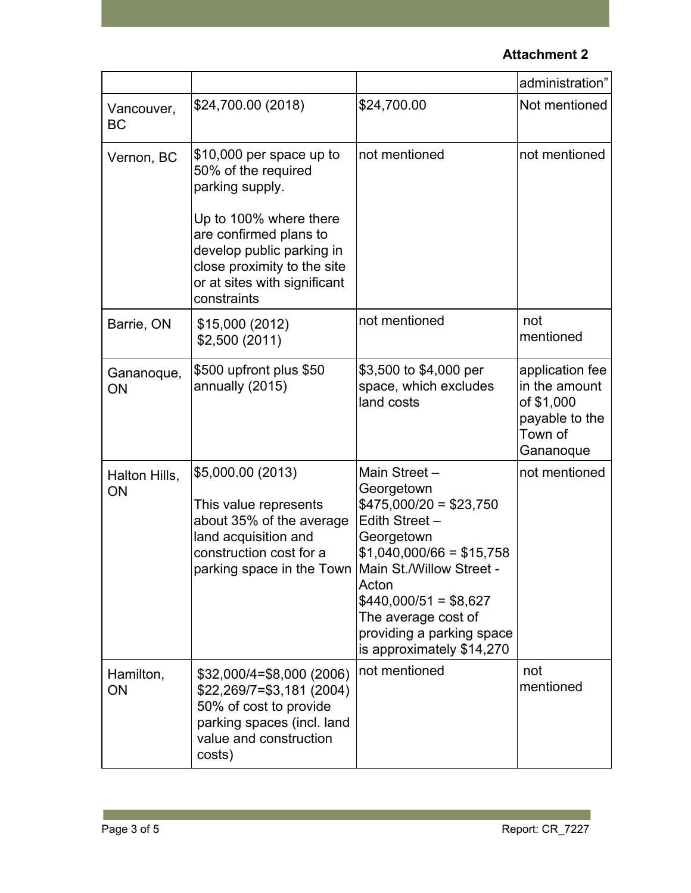**Attachment 2**

| | | | |
|---|---|---|---|
| | | | administration” |
| Vancouver, BC | $24,700.00 (2018) | $24,700.00 | Not mentioned |
| Vernon, BC | $10,000 per space up to 50% of the required parking supply.<br><br>Up to 100% where there are confirmed plans to develop public parking in close proximity to the site or at sites with significant constraints | not mentioned | not mentioned |
| Barrie, ON | $15,000 (2012)<br>$2,500 (2011) | not mentioned | not mentioned |
| Gananoque, ON | $500 upfront plus $50 annually (2015) | $3,500 to $4,000 per space, which excludes land costs | application fee in the amount of $1,000 payable to the Town of Gananoque |
| Halton Hills, ON | $5,000.00 (2013)<br><br>This value represents about 35% of the average land acquisition and construction cost for a parking space in the Town | Main Street – Georgetown $475,000/20 = $23,750<br>Edith Street – Georgetown $1,040,000/66 = $15,758<br>Main St./Willow Street - Acton $440,000/51 = $8,627<br>The average cost of providing a parking space is approximately $14,270 | not mentioned |
| Hamilton, ON | $32,000/4=$8,000 (2006)<br>$22,269/7=$3,181 (2004)<br>50% of cost to provide parking spaces (incl. land value and construction costs) | not mentioned | not mentioned |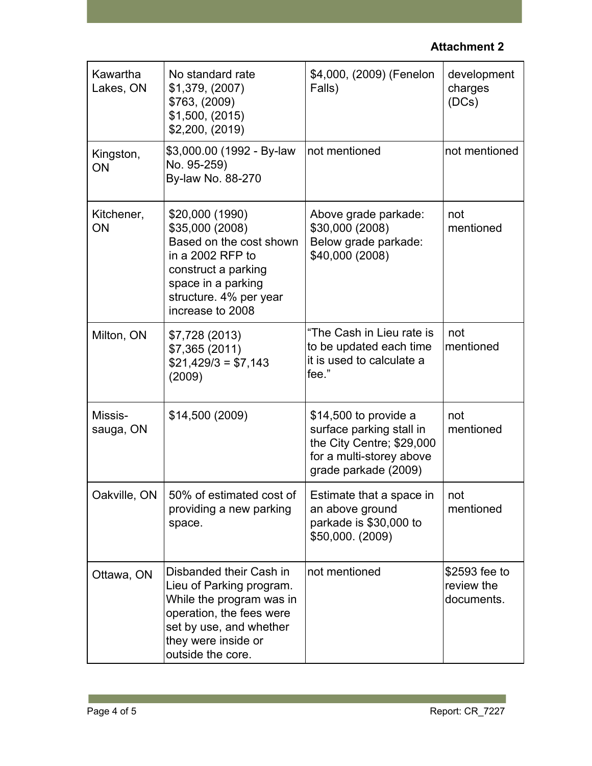**Attachment 2**

| | | | |
|---|---|---|---|
| Kawartha Lakes, ON | No standard rate<br>$1,379, (2007)<br>$763, (2009)<br>$1,500, (2015)<br>$2,200, (2019) | $4,000, (2009) (Fenelon Falls) | development charges (DCs) |
| Kingston, ON | $3,000.00 (1992 - By-law No. 95-259)<br>By-law No. 88-270 | not mentioned | not mentioned |
| Kitchener, ON | $20,000 (1990)<br>$35,000 (2008)<br>Based on the cost shown in a 2002 RFP to construct a parking space in a parking structure. 4% per year increase to 2008 | Above grade parkade: $30,000 (2008)<br>Below grade parkade: $40,000 (2008) | not mentioned |
| Milton, ON | $7,728 (2013)<br>$7,365 (2011)<br>$21,429/3 = $7,143 (2009) | "The Cash in Lieu rate is to be updated each time it is used to calculate a fee." | not mentioned |
| Missis-sauga, ON | $14,500 (2009) | $14,500 to provide a surface parking stall in the City Centre; $29,000 for a multi-storey above grade parkade (2009) | not mentioned |
| Oakville, ON | 50% of estimated cost of providing a new parking space. | Estimate that a space in an above ground parkade is $30,000 to $50,000. (2009) | not mentioned |
| Ottawa, ON | Disbanded their Cash in Lieu of Parking program. While the program was in operation, the fees were set by use, and whether they were inside or outside the core. | not mentioned | $2593 fee to review the documents. |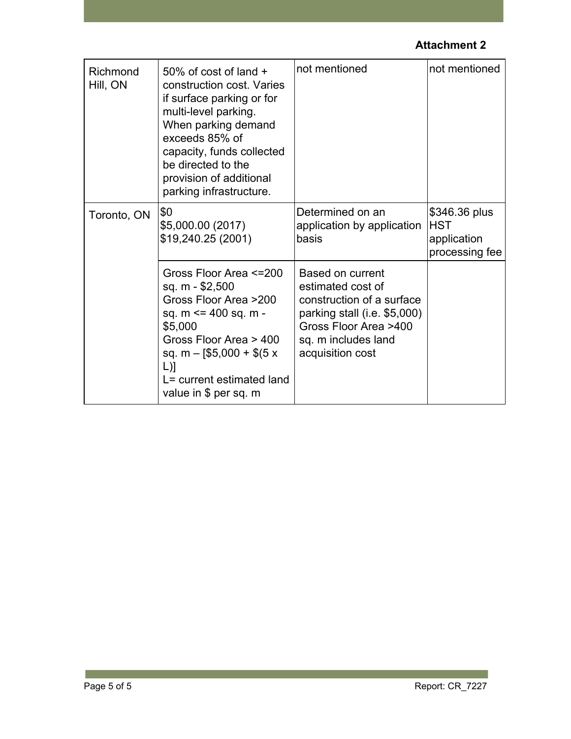**Attachment 2**

| | | | |
|---|---|---|---|
| Richmond Hill, ON | 50% of cost of land + construction cost. Varies if surface parking or for multi-level parking. When parking demand exceeds 85% of capacity, funds collected be directed to the provision of additional parking infrastructure. | not mentioned | not mentioned |
| Toronto, ON | $0<br>$5,000.00 (2017)<br>$19,240.25 (2001) | Determined on an application by application basis | $346.36 plus HST application processing fee |
| | Gross Floor Area <=200 sq. m - $2,500<br>Gross Floor Area >200 sq. m <= 400 sq. m - $5,000<br>Gross Floor Area > 400 sq. m – [$5,000 + $(5 x L)]<br>L= current estimated land value in $ per sq. m | Based on current estimated cost of construction of a surface parking stall (i.e. $5,000) Gross Floor Area >400 sq. m includes land acquisition cost | |